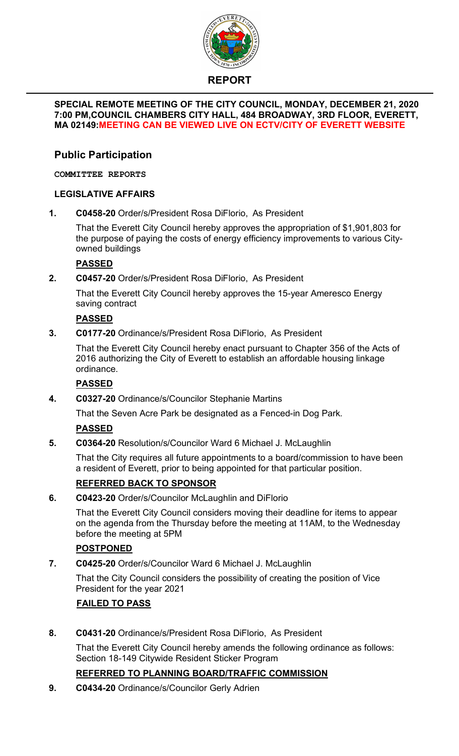# REPORT

**SPECIAL REMOTE MEETING OF THE CITY COUNCIL, MONDAY, DECEMBER 21, 2020 7:00 PM,COUNCIL CHAMBERS CITY HALL, 484 BROADWAY, 3RD FLOOR, EVERETT, MA 02149:MEETING CAN BE VIEWED LIVE ON ECTV/CITY OF EVERETT WEBSITE**

## Public Participation

**COMMITTEE REPORTS**

### LEGISLATIVE AFFAIRS

**1. C0458-20** Order/s/President Rosa DiFlorio, As President

That the Everett City Council hereby approves the appropriation of $1,901,803 for the purpose of paying the costs of energy efficiency improvements to various City-owned buildings

**PASSED**

**2. C0457-20** Order/s/President Rosa DiFlorio, As President

That the Everett City Council hereby approves the 15-year Ameresco Energy saving contract

**PASSED**

**3. C0177-20** Ordinance/s/President Rosa DiFlorio, As President

That the Everett City Council hereby enact pursuant to Chapter 356 of the Acts of 2016 authorizing the City of Everett to establish an affordable housing linkage ordinance.

**PASSED**

**4. C0327-20** Ordinance/s/Councilor Stephanie Martins

That the Seven Acre Park be designated as a Fenced-in Dog Park.

**PASSED**

**5. C0364-20** Resolution/s/Councilor Ward 6 Michael J. McLaughlin

That the City requires all future appointments to a board/commission to have been a resident of Everett, prior to being appointed for that particular position.

**REFERRED BACK TO SPONSOR**

**6. C0423-20** Order/s/Councilor McLaughlin and DiFlorio

That the Everett City Council considers moving their deadline for items to appear on the agenda from the Thursday before the meeting at 11AM, to the Wednesday before the meeting at 5PM

**POSTPONED**

**7. C0425-20** Order/s/Councilor Ward 6 Michael J. McLaughlin

That the City Council considers the possibility of creating the position of Vice President for the year 2021

**FAILED TO PASS**

**8. C0431-20** Ordinance/s/President Rosa DiFlorio, As President

That the Everett City Council hereby amends the following ordinance as follows: Section 18-149 Citywide Resident Sticker Program

**REFERRED TO PLANNING BOARD/TRAFFIC COMMISSION**

**9. C0434-20** Ordinance/s/Councilor Gerly Adrien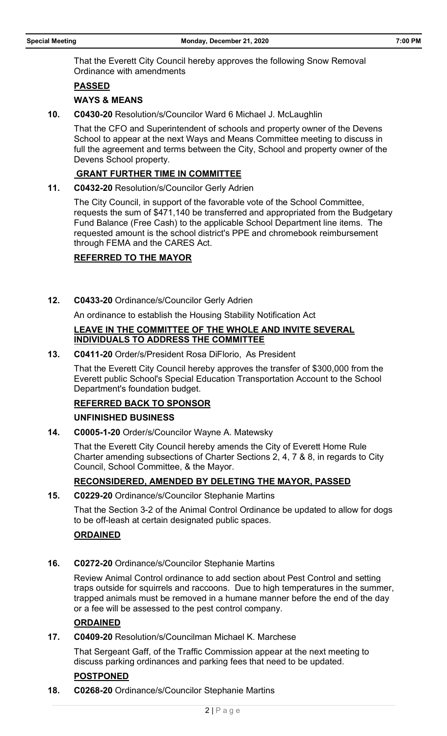That the Everett City Council hereby approves the following Snow Removal Ordinance with amendments

**PASSED**

**WAYS & MEANS**

**10.** **C0430-20** Resolution/s/Councilor Ward 6 Michael J. McLaughlin

That the CFO and Superintendent of schools and property owner of the Devens School to appear at the next Ways and Means Committee meeting to discuss in full the agreement and terms between the City, School and property owner of the Devens School property.

**GRANT FURTHER TIME IN COMMITTEE**

**11.** **C0432-20** Resolution/s/Councilor Gerly Adrien

The City Council, in support of the favorable vote of the School Committee, requests the sum of $471,140 be transferred and appropriated from the Budgetary Fund Balance (Free Cash) to the applicable School Department line items. The requested amount is the school district's PPE and chromebook reimbursement through FEMA and the CARES Act.

**REFERRED TO THE MAYOR**

**12.** **C0433-20** Ordinance/s/Councilor Gerly Adrien

An ordinance to establish the Housing Stability Notification Act

**LEAVE IN THE COMMITTEE OF THE WHOLE AND INVITE SEVERAL INDIVIDUALS TO ADDRESS THE COMMITTEE**

**13.** **C0411-20** Order/s/President Rosa DiFlorio, As President

That the Everett City Council hereby approves the transfer of $300,000 from the Everett public School's Special Education Transportation Account to the School Department's foundation budget.

**REFERRED BACK TO SPONSOR**

**UNFINISHED BUSINESS**

**14.** **C0005-1-20** Order/s/Councilor Wayne A. Matewsky

That the Everett City Council hereby amends the City of Everett Home Rule Charter amending subsections of Charter Sections 2, 4, 7 & 8, in regards to City Council, School Committee, & the Mayor.

**RECONSIDERED, AMENDED BY DELETING THE MAYOR, PASSED**

**15.** **C0229-20** Ordinance/s/Councilor Stephanie Martins

That the Section 3-2 of the Animal Control Ordinance be updated to allow for dogs to be off-leash at certain designated public spaces.

**ORDAINED**

**16.** **C0272-20** Ordinance/s/Councilor Stephanie Martins

Review Animal Control ordinance to add section about Pest Control and setting traps outside for squirrels and raccoons. Due to high temperatures in the summer, trapped animals must be removed in a humane manner before the end of the day or a fee will be assessed to the pest control company.

**ORDAINED**

**17.** **C0409-20** Resolution/s/Councilman Michael K. Marchese

That Sergeant Gaff, of the Traffic Commission appear at the next meeting to discuss parking ordinances and parking fees that need to be updated.

**POSTPONED**

**18.** **C0268-20** Ordinance/s/Councilor Stephanie Martins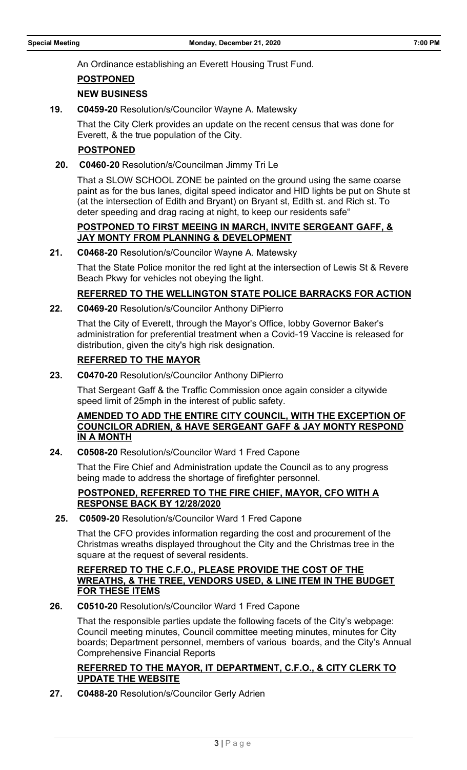An Ordinance establishing an Everett Housing Trust Fund.

**POSTPONED**

**NEW BUSINESS**

**19. C0459-20** Resolution/s/Councilor Wayne A. Matewsky

That the City Clerk provides an update on the recent census that was done for Everett, & the true population of the City.

**POSTPONED**

**20. C0460-20** Resolution/s/Councilman Jimmy Tri Le

That a SLOW SCHOOL ZONE be painted on the ground using the same coarse paint as for the bus lanes, digital speed indicator and HID lights be put on Shute st (at the intersection of Edith and Bryant) on Bryant st, Edith st. and Rich st. To deter speeding and drag racing at night, to keep our residents safe"

**POSTPONED TO FIRST MEEING IN MARCH, INVITE SERGEANT GAFF, & JAY MONTY FROM PLANNING & DEVELOPMENT**

**21. C0468-20** Resolution/s/Councilor Wayne A. Matewsky

That the State Police monitor the red light at the intersection of Lewis St & Revere Beach Pkwy for vehicles not obeying the light.

**REFERRED TO THE WELLINGTON STATE POLICE BARRACKS FOR ACTION**

**22. C0469-20** Resolution/s/Councilor Anthony DiPierro

That the City of Everett, through the Mayor's Office, lobby Governor Baker's administration for preferential treatment when a Covid-19 Vaccine is released for distribution, given the city's high risk designation.

**REFERRED TO THE MAYOR**

**23. C0470-20** Resolution/s/Councilor Anthony DiPierro

That Sergeant Gaff & the Traffic Commission once again consider a citywide speed limit of 25mph in the interest of public safety.

**AMENDED TO ADD THE ENTIRE CITY COUNCIL, WITH THE EXCEPTION OF COUNCILOR ADRIEN, & HAVE SERGEANT GAFF & JAY MONTY RESPOND IN A MONTH**

**24. C0508-20** Resolution/s/Councilor Ward 1 Fred Capone

That the Fire Chief and Administration update the Council as to any progress being made to address the shortage of firefighter personnel.

**POSTPONED, REFERRED TO THE FIRE CHIEF, MAYOR, CFO WITH A RESPONSE BACK BY 12/28/2020**

**25. C0509-20** Resolution/s/Councilor Ward 1 Fred Capone

That the CFO provides information regarding the cost and procurement of the Christmas wreaths displayed throughout the City and the Christmas tree in the square at the request of several residents.

**REFERRED TO THE C.F.O., PLEASE PROVIDE THE COST OF THE WREATHS, & THE TREE, VENDORS USED, & LINE ITEM IN THE BUDGET FOR THESE ITEMS**

**26. C0510-20** Resolution/s/Councilor Ward 1 Fred Capone

That the responsible parties update the following facets of the City's webpage: Council meeting minutes, Council committee meeting minutes, minutes for City boards; Department personnel, members of various boards, and the City's Annual Comprehensive Financial Reports

**REFERRED TO THE MAYOR, IT DEPARTMENT, C.F.O., & CITY CLERK TO UPDATE THE WEBSITE**

**27. C0488-20** Resolution/s/Councilor Gerly Adrien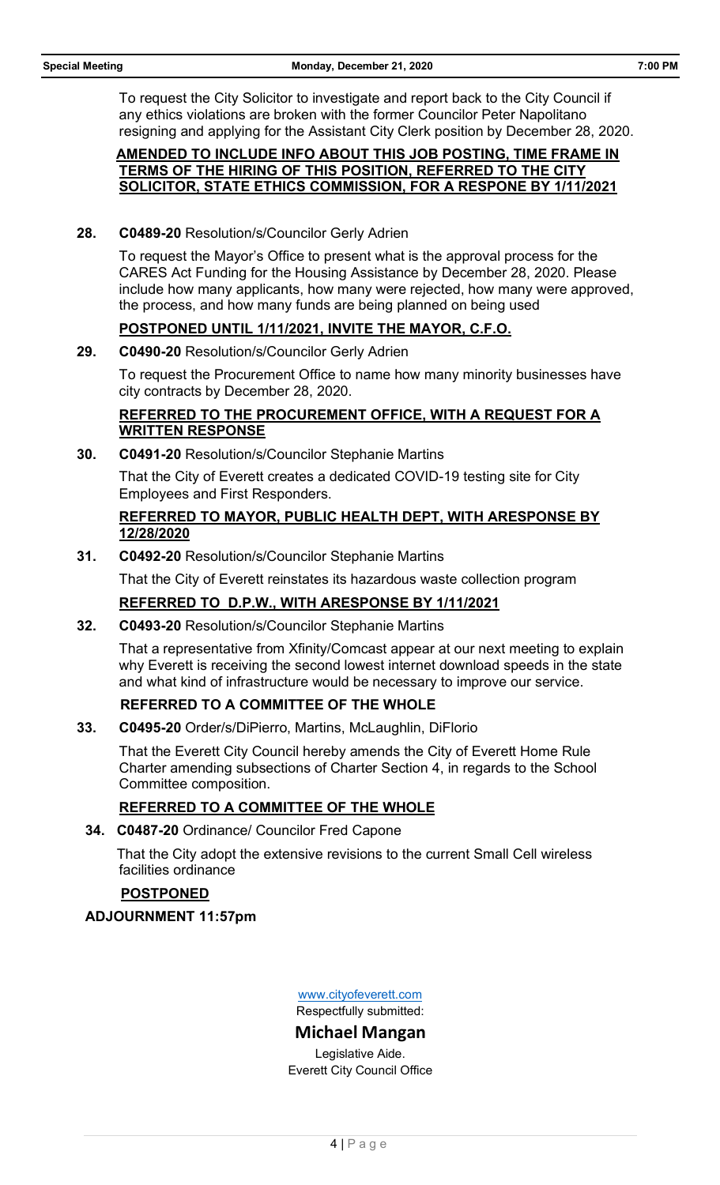To request the City Solicitor to investigate and report back to the City Council if any ethics violations are broken with the former Councilor Peter Napolitano resigning and applying for the Assistant City Clerk position by December 28, 2020.

**AMENDED TO INCLUDE INFO ABOUT THIS JOB POSTING, TIME FRAME IN TERMS OF THE HIRING OF THIS POSITION, REFERRED TO THE CITY SOLICITOR, STATE ETHICS COMMISSION, FOR A RESPONE BY 1/11/2021**

**28. C0489-20** Resolution/s/Councilor Gerly Adrien

To request the Mayor's Office to present what is the approval process for the CARES Act Funding for the Housing Assistance by December 28, 2020. Please include how many applicants, how many were rejected, how many were approved, the process, and how many funds are being planned on being used

**POSTPONED UNTIL 1/11/2021, INVITE THE MAYOR, C.F.O.**

**29. C0490-20** Resolution/s/Councilor Gerly Adrien

To request the Procurement Office to name how many minority businesses have city contracts by December 28, 2020.

**REFERRED TO THE PROCUREMENT OFFICE, WITH A REQUEST FOR A WRITTEN RESPONSE**

**30. C0491-20** Resolution/s/Councilor Stephanie Martins

That the City of Everett creates a dedicated COVID-19 testing site for City Employees and First Responders.

**REFERRED TO MAYOR, PUBLIC HEALTH DEPT, WITH ARESPONSE BY 12/28/2020**

**31. C0492-20** Resolution/s/Councilor Stephanie Martins

That the City of Everett reinstates its hazardous waste collection program

**REFERRED TO D.P.W., WITH ARESPONSE BY 1/11/2021**

**32. C0493-20** Resolution/s/Councilor Stephanie Martins

That a representative from Xfinity/Comcast appear at our next meeting to explain why Everett is receiving the second lowest internet download speeds in the state and what kind of infrastructure would be necessary to improve our service.

**REFERRED TO A COMMITTEE OF THE WHOLE**

**33. C0495-20** Order/s/DiPierro, Martins, McLaughlin, DiFlorio

That the Everett City Council hereby amends the City of Everett Home Rule Charter amending subsections of Charter Section 4, in regards to the School Committee composition.

**REFERRED TO A COMMITTEE OF THE WHOLE**

**34. C0487-20** Ordinance/ Councilor Fred Capone

That the City adopt the extensive revisions to the current Small Cell wireless facilities ordinance

**POSTPONED**

**ADJOURNMENT 11:57pm**

www.cityofeverett.com

Respectfully submitted:

**Michael Mangan**

Legislative Aide.

Everett City Council Office